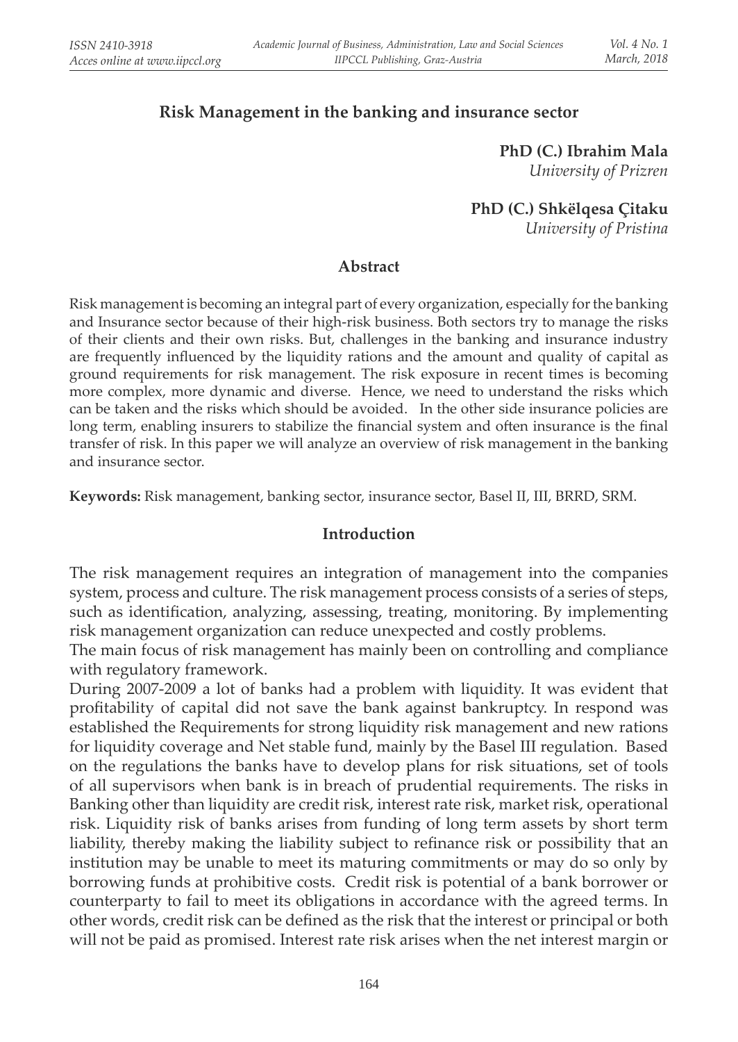# Risk Management in the banking and insurance sector

**PhD (C.) Ibrahim Mala**
*University of Prizren*

**PhD (C.) Shkëlqesa Çitaku**
*University of Pristina*

## Abstract

Risk management is becoming an integral part of every organization, especially for the banking and Insurance sector because of their high-risk business. Both sectors try to manage the risks of their clients and their own risks. But, challenges in the banking and insurance industry are frequently influenced by the liquidity rations and the amount and quality of capital as ground requirements for risk management. The risk exposure in recent times is becoming more complex, more dynamic and diverse. Hence, we need to understand the risks which can be taken and the risks which should be avoided. In the other side insurance policies are long term, enabling insurers to stabilize the financial system and often insurance is the final transfer of risk. In this paper we will analyze an overview of risk management in the banking and insurance sector.

**Keywords:** Risk management, banking sector, insurance sector, Basel II, III, BRRD, SRM.

## Introduction

The risk management requires an integration of management into the companies system, process and culture. The risk management process consists of a series of steps, such as identification, analyzing, assessing, treating, monitoring. By implementing risk management organization can reduce unexpected and costly problems.

The main focus of risk management has mainly been on controlling and compliance with regulatory framework.

During 2007-2009 a lot of banks had a problem with liquidity. It was evident that profitability of capital did not save the bank against bankruptcy. In respond was established the Requirements for strong liquidity risk management and new rations for liquidity coverage and Net stable fund, mainly by the Basel III regulation. Based on the regulations the banks have to develop plans for risk situations, set of tools of all supervisors when bank is in breach of prudential requirements. The risks in Banking other than liquidity are credit risk, interest rate risk, market risk, operational risk. Liquidity risk of banks arises from funding of long term assets by short term liability, thereby making the liability subject to refinance risk or possibility that an institution may be unable to meet its maturing commitments or may do so only by borrowing funds at prohibitive costs. Credit risk is potential of a bank borrower or counterparty to fail to meet its obligations in accordance with the agreed terms. In other words, credit risk can be defined as the risk that the interest or principal or both will not be paid as promised. Interest rate risk arises when the net interest margin or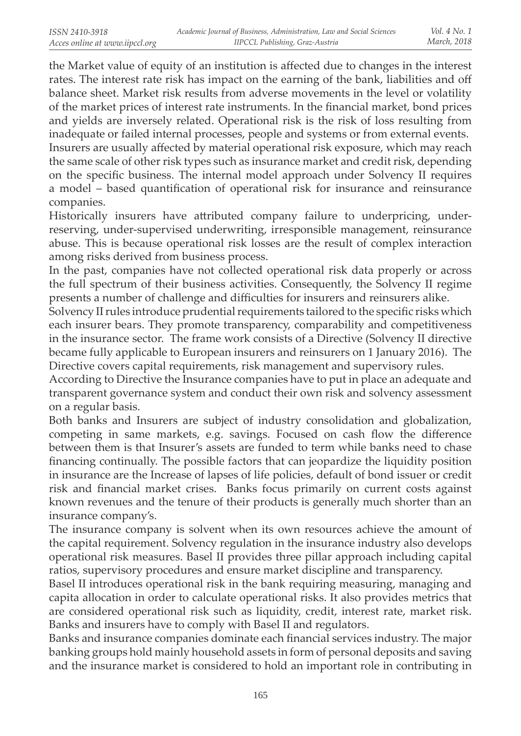the Market value of equity of an institution is affected due to changes in the interest rates. The interest rate risk has impact on the earning of the bank, liabilities and off balance sheet. Market risk results from adverse movements in the level or volatility of the market prices of interest rate instruments. In the financial market, bond prices and yields are inversely related. Operational risk is the risk of loss resulting from inadequate or failed internal processes, people and systems or from external events.
Insurers are usually affected by material operational risk exposure, which may reach the same scale of other risk types such as insurance market and credit risk, depending on the specific business. The internal model approach under Solvency II requires a model – based quantification of operational risk for insurance and reinsurance companies.

Historically insurers have attributed company failure to underpricing, under-reserving, under-supervised underwriting, irresponsible management, reinsurance abuse. This is because operational risk losses are the result of complex interaction among risks derived from business process.

In the past, companies have not collected operational risk data properly or across the full spectrum of their business activities. Consequently, the Solvency II regime presents a number of challenge and difficulties for insurers and reinsurers alike.

Solvency II rules introduce prudential requirements tailored to the specific risks which each insurer bears. They promote transparency, comparability and competitiveness in the insurance sector. The frame work consists of a Directive (Solvency II directive became fully applicable to European insurers and reinsurers on 1 January 2016). The Directive covers capital requirements, risk management and supervisory rules.

According to Directive the Insurance companies have to put in place an adequate and transparent governance system and conduct their own risk and solvency assessment on a regular basis.

Both banks and Insurers are subject of industry consolidation and globalization, competing in same markets, e.g. savings. Focused on cash flow the difference between them is that Insurer's assets are funded to term while banks need to chase financing continually. The possible factors that can jeopardize the liquidity position in insurance are the Increase of lapses of life policies, default of bond issuer or credit risk and financial market crises. Banks focus primarily on current costs against known revenues and the tenure of their products is generally much shorter than an insurance company's.

The insurance company is solvent when its own resources achieve the amount of the capital requirement. Solvency regulation in the insurance industry also develops operational risk measures. Basel II provides three pillar approach including capital ratios, supervisory procedures and ensure market discipline and transparency.

Basel II introduces operational risk in the bank requiring measuring, managing and capita allocation in order to calculate operational risks. It also provides metrics that are considered operational risk such as liquidity, credit, interest rate, market risk. Banks and insurers have to comply with Basel II and regulators.

Banks and insurance companies dominate each financial services industry. The major banking groups hold mainly household assets in form of personal deposits and saving and the insurance market is considered to hold an important role in contributing in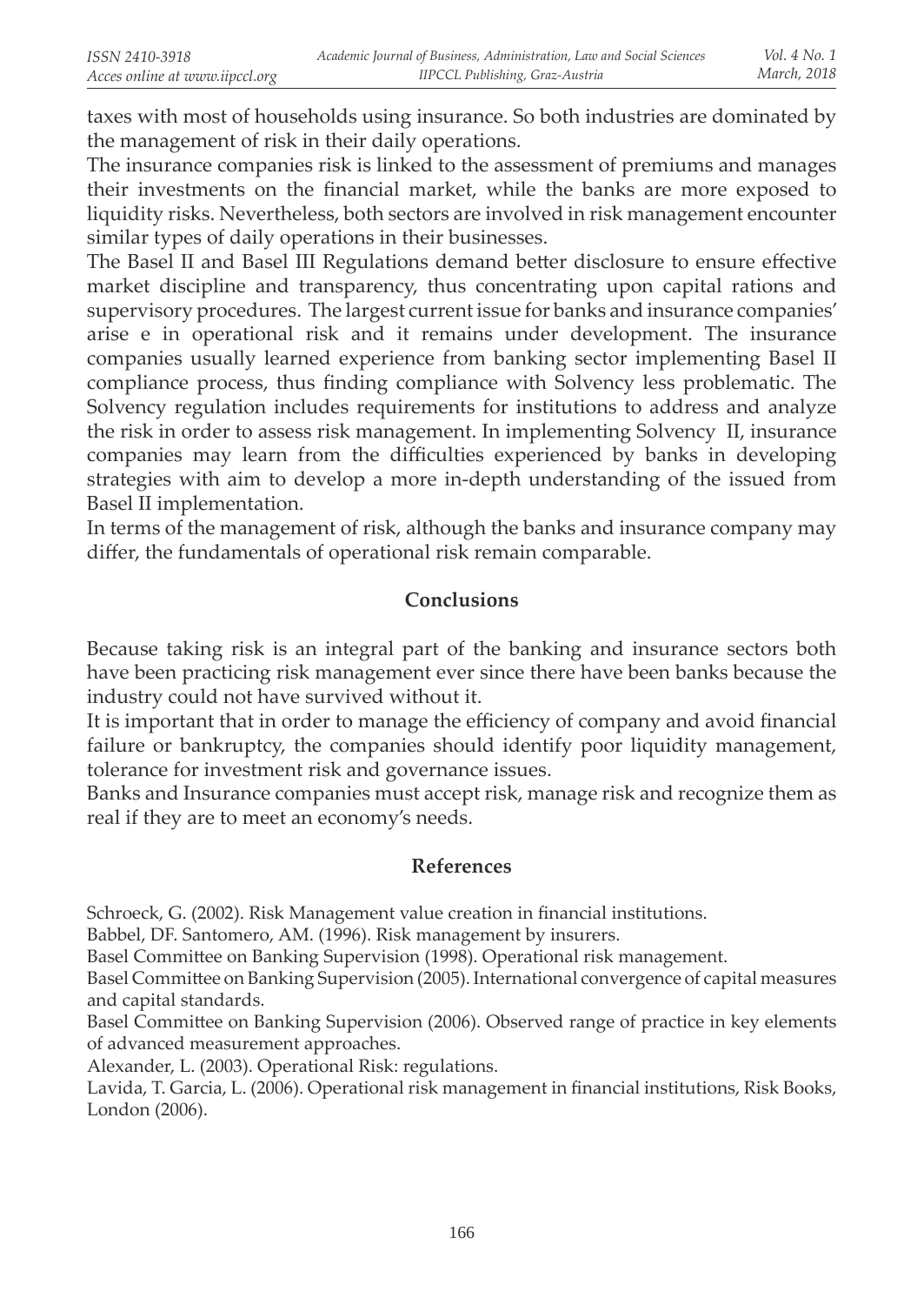taxes with most of households using insurance. So both industries are dominated by the management of risk in their daily operations.

The insurance companies risk is linked to the assessment of premiums and manages their investments on the financial market, while the banks are more exposed to liquidity risks. Nevertheless, both sectors are involved in risk management encounter similar types of daily operations in their businesses.

The Basel II and Basel III Regulations demand better disclosure to ensure effective market discipline and transparency, thus concentrating upon capital rations and supervisory procedures. The largest current issue for banks and insurance companies' arise e in operational risk and it remains under development. The insurance companies usually learned experience from banking sector implementing Basel II compliance process, thus finding compliance with Solvency less problematic. The Solvency regulation includes requirements for institutions to address and analyze the risk in order to assess risk management. In implementing Solvency II, insurance companies may learn from the difficulties experienced by banks in developing strategies with aim to develop a more in-depth understanding of the issued from Basel II implementation.

In terms of the management of risk, although the banks and insurance company may differ, the fundamentals of operational risk remain comparable.

## Conclusions

Because taking risk is an integral part of the banking and insurance sectors both have been practicing risk management ever since there have been banks because the industry could not have survived without it.

It is important that in order to manage the efficiency of company and avoid financial failure or bankruptcy, the companies should identify poor liquidity management, tolerance for investment risk and governance issues.

Banks and Insurance companies must accept risk, manage risk and recognize them as real if they are to meet an economy's needs.

## References

Schroeck, G. (2002). Risk Management value creation in financial institutions.

Babbel, DF. Santomero, AM. (1996). Risk management by insurers.

Basel Committee on Banking Supervision (1998). Operational risk management.

Basel Committee on Banking Supervision (2005). International convergence of capital measures and capital standards.

Basel Committee on Banking Supervision (2006). Observed range of practice in key elements of advanced measurement approaches.

Alexander, L. (2003). Operational Risk: regulations.

Lavida, T. Garcia, L. (2006). Operational risk management in financial institutions, Risk Books, London (2006).